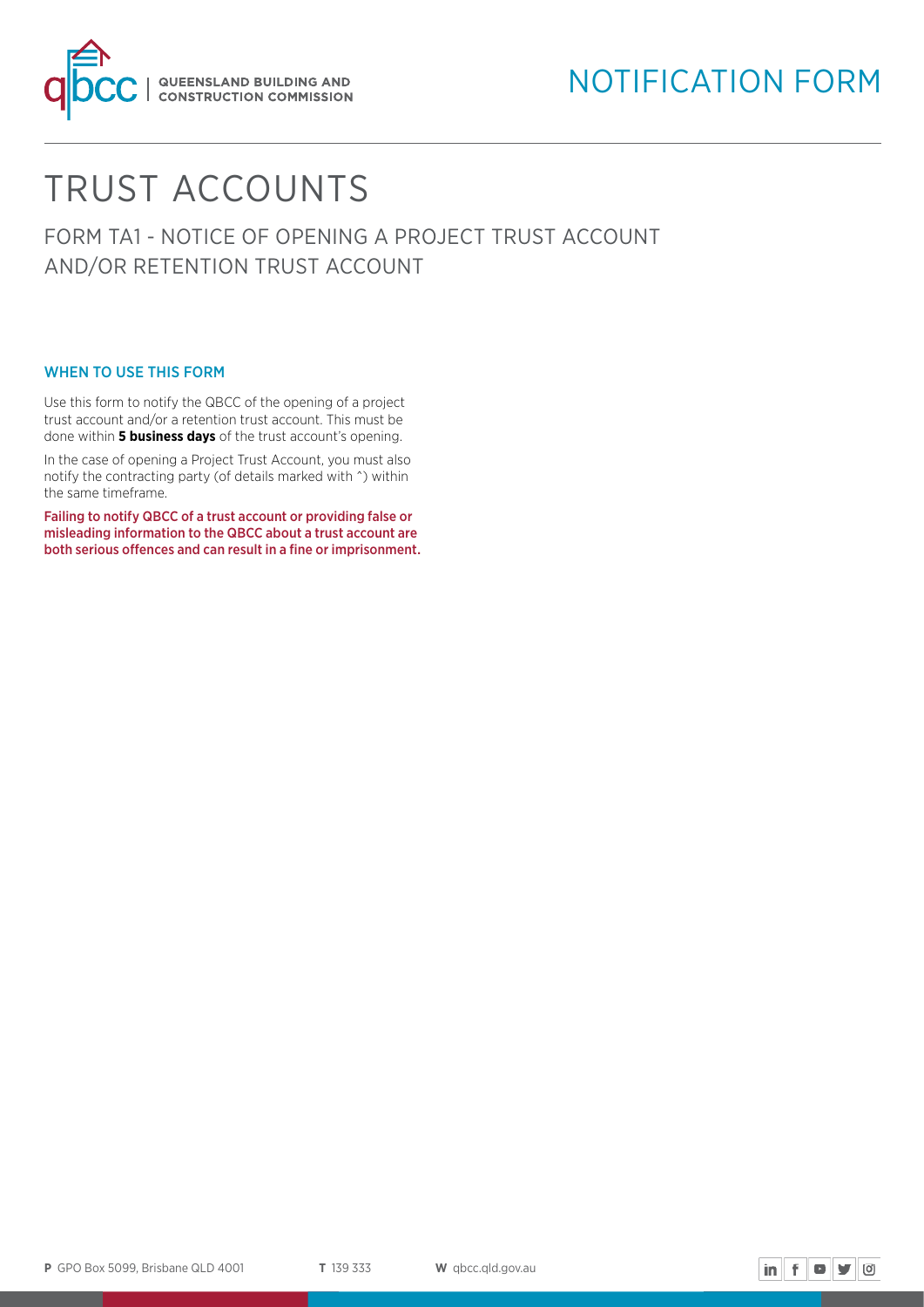QUEENSLAND BUILDING AND CONSTRUCTION COMMISSION

NOTIFICATION FORM

# TRUST ACCOUNTS

## FORM TA1 - NOTICE OF OPENING A PROJECT TRUST ACCOUNT AND/OR RETENTION TRUST ACCOUNT

### WHEN TO USE THIS FORM

Use this form to notify the QBCC of the opening of a project trust account and/or a retention trust account. This must be done within **5 business days** of the trust account's opening.

In the case of opening a Project Trust Account, you must also notify the contracting party (of details marked with ^) within the same timeframe.

Failing to notify QBCC of a trust account or providing false or misleading information to the QBCC about a trust account are both serious offences and can result in a fine or imprisonment.

**P** GPO Box 5099, Brisbane QLD 4001 **T** 139 333 **W** qbcc.qld.gov.au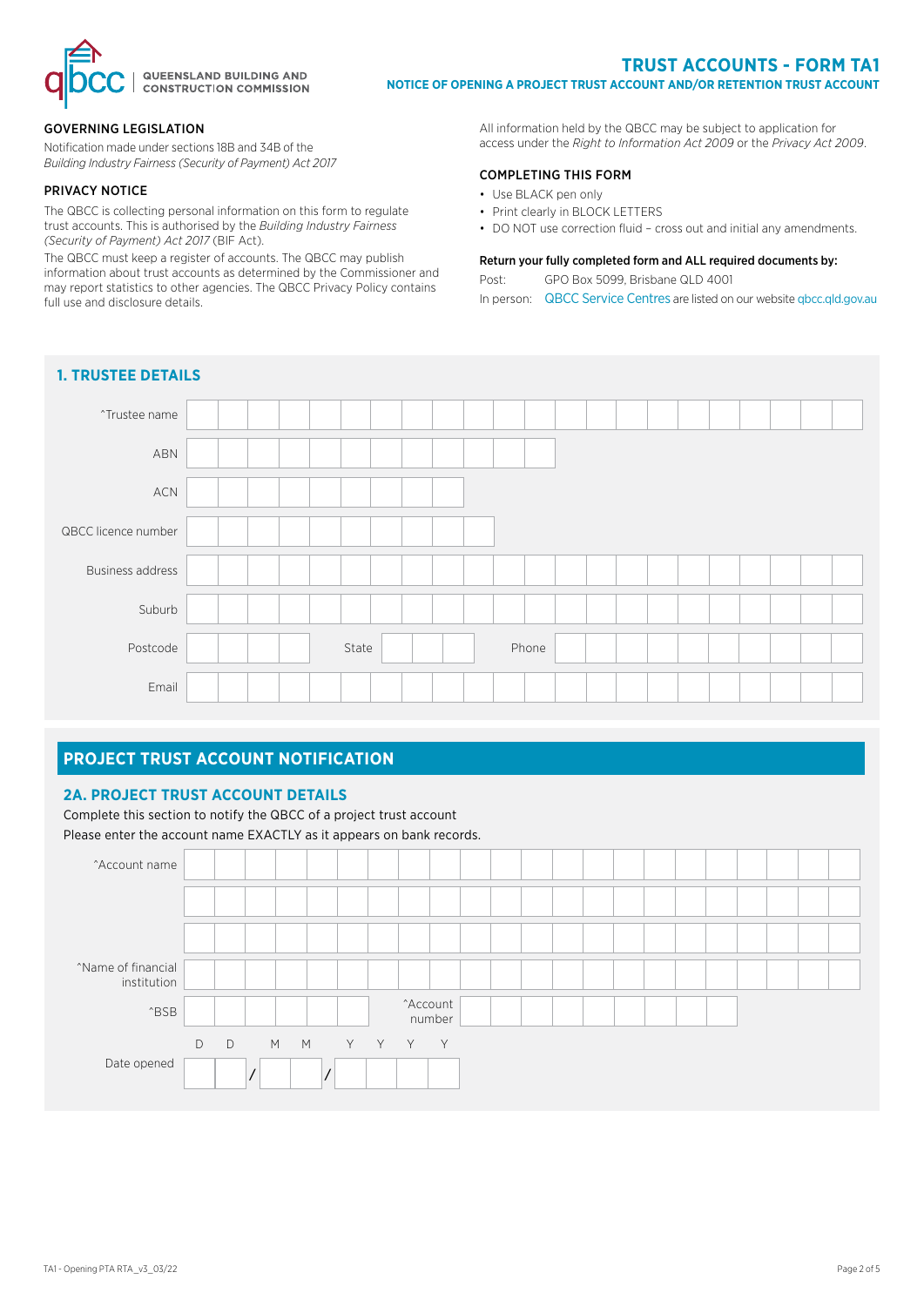QUEENSLAND BUILDING AND CONSTRUCTION COMMISSION

# TRUST ACCOUNTS - FORM TA1

**NOTICE OF OPENING A PROJECT TRUST ACCOUNT AND/OR RETENTION TRUST ACCOUNT**

### GOVERNING LEGISLATION

Notification made under sections 18B and 34B of the *Building Industry Fairness (Security of Payment) Act 2017*

### PRIVACY NOTICE

The QBCC is collecting personal information on this form to regulate trust accounts. This is authorised by the *Building Industry Fairness (Security of Payment) Act 2017* (BIF Act).

The QBCC must keep a register of accounts. The QBCC may publish information about trust accounts as determined by the Commissioner and may report statistics to other agencies. The QBCC Privacy Policy contains full use and disclosure details.

All information held by the QBCC may be subject to application for access under the *Right to Information Act 2009* or the *Privacy Act 2009*.

### COMPLETING THIS FORM

- Use BLACK pen only
- Print clearly in BLOCK LETTERS
- DO NOT use correction fluid – cross out and initial any amendments.

**Return your fully completed form and ALL required documents by:**

Post: GPO Box 5099, Brisbane QLD 4001

In person: QBCC Service Centres are listed on our website qbcc.qld.gov.au

## 1. TRUSTEE DETAILS

^Trustee name

ABN

ACN

QBCC licence number

Business address

Suburb

Postcode State Phone

Email

## PROJECT TRUST ACCOUNT NOTIFICATION

### 2A. PROJECT TRUST ACCOUNT DETAILS

Complete this section to notify the QBCC of a project trust account

Please enter the account name EXACTLY as it appears on bank records.

^Account name

^Name of financial institution

^BSB ^Account number

Date opened D D / M M / Y Y Y Y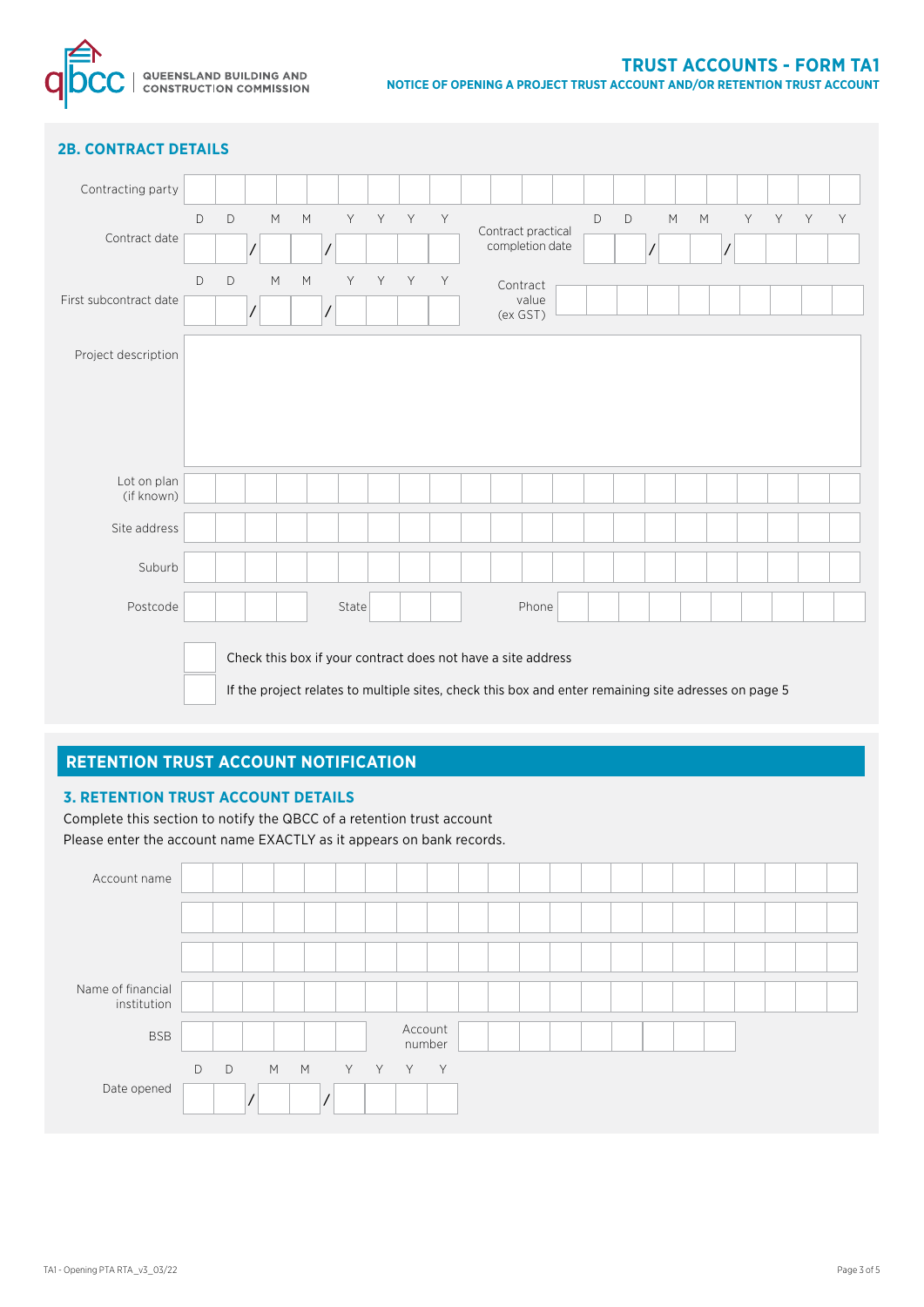## 2B. CONTRACT DETAILS

Contracting party

Contract date D D / M M / Y Y Y Y

Contract practical completion date D D / M M / Y Y Y Y

First subcontract date D D / M M / Y Y Y Y

Contract value (ex GST)

Project description

Lot on plan (if known)

Site address

Suburb

Postcode

State

Phone

☐ Check this box if your contract does not have a site address

☐ If the project relates to multiple sites, check this box and enter remaining site adresses on page 5

## RETENTION TRUST ACCOUNT NOTIFICATION

### 3. RETENTION TRUST ACCOUNT DETAILS

Complete this section to notify the QBCC of a retention trust account

Please enter the account name EXACTLY as it appears on bank records.

Account name

Name of financial institution

BSB

Account number

Date opened D D / M M / Y Y Y Y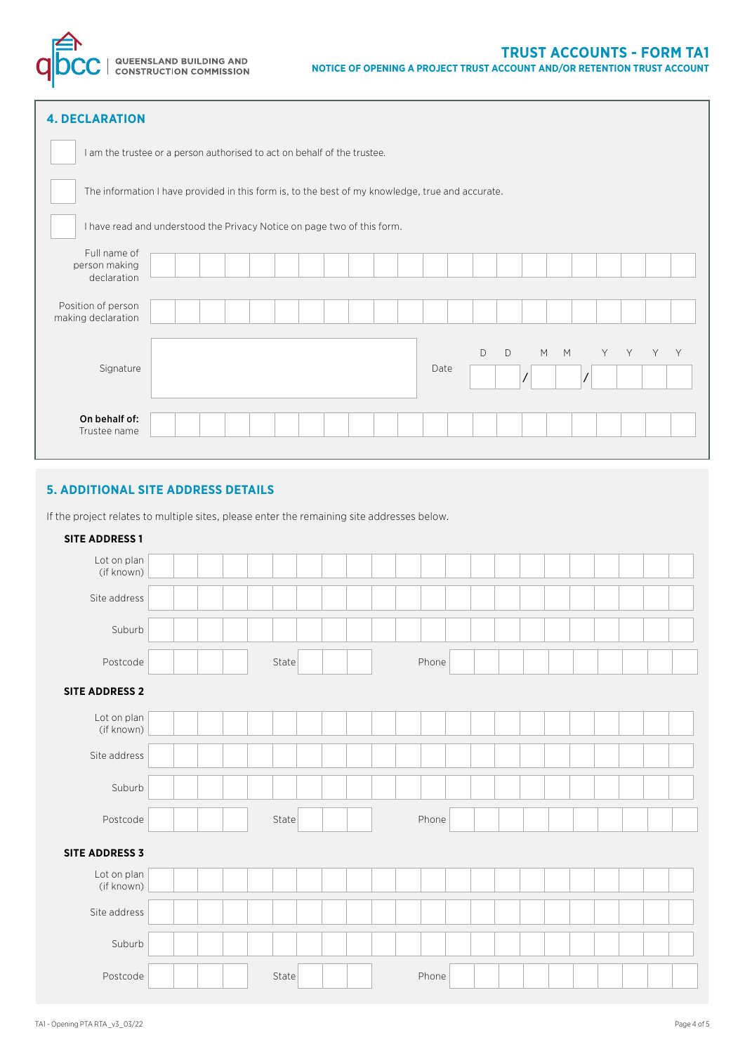## 4. DECLARATION

- [ ] I am the trustee or a person authorised to act on behalf of the trustee.
- [ ] The information I have provided in this form is, to the best of my knowledge, true and accurate.
- [ ] I have read and understood the Privacy Notice on page two of this form.

Full name of person making declaration

Position of person making declaration

Signature

Date D D / M M / Y Y Y Y

**On behalf of:** Trustee name

## 5. ADDITIONAL SITE ADDRESS DETAILS

If the project relates to multiple sites, please enter the remaining site addresses below.

**SITE ADDRESS 1**

Lot on plan (if known)

Site address

Suburb

Postcode State Phone

**SITE ADDRESS 2**

Lot on plan (if known)

Site address

Suburb

Postcode State Phone

**SITE ADDRESS 3**

Lot on plan (if known)

Site address

Suburb

Postcode State Phone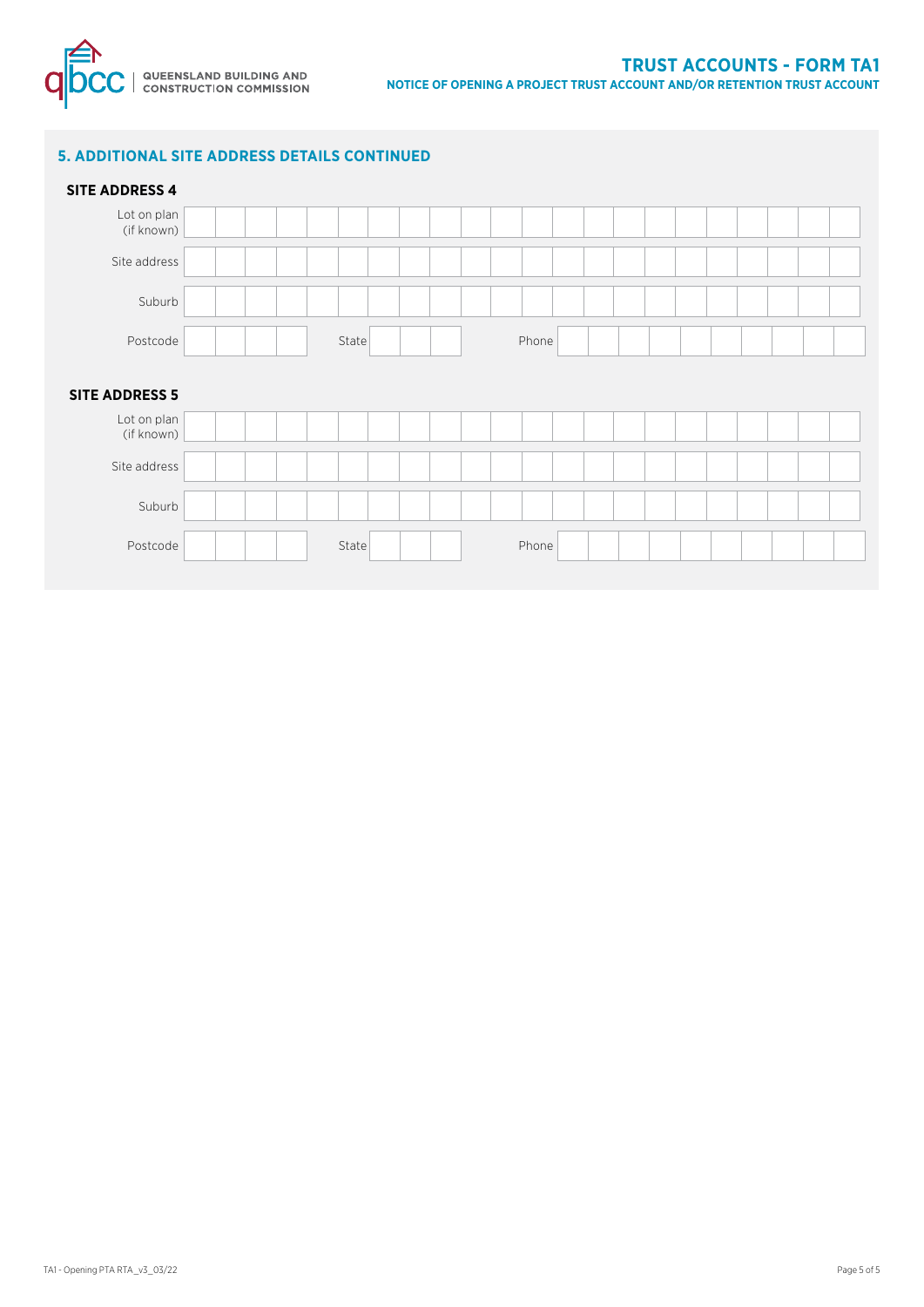## 5. ADDITIONAL SITE ADDRESS DETAILS CONTINUED

### SITE ADDRESS 4

| | |
|---|---|
| Lot on plan (if known) | |
| Site address | |
| Suburb | |

| | | | | | |
|---|---|---|---|---|---|
| Postcode | | State | | Phone | |

### SITE ADDRESS 5

| | |
|---|---|
| Lot on plan (if known) | |
| Site address | |
| Suburb | |

| | | | | | |
|---|---|---|---|---|---|
| Postcode | | State | | Phone | |